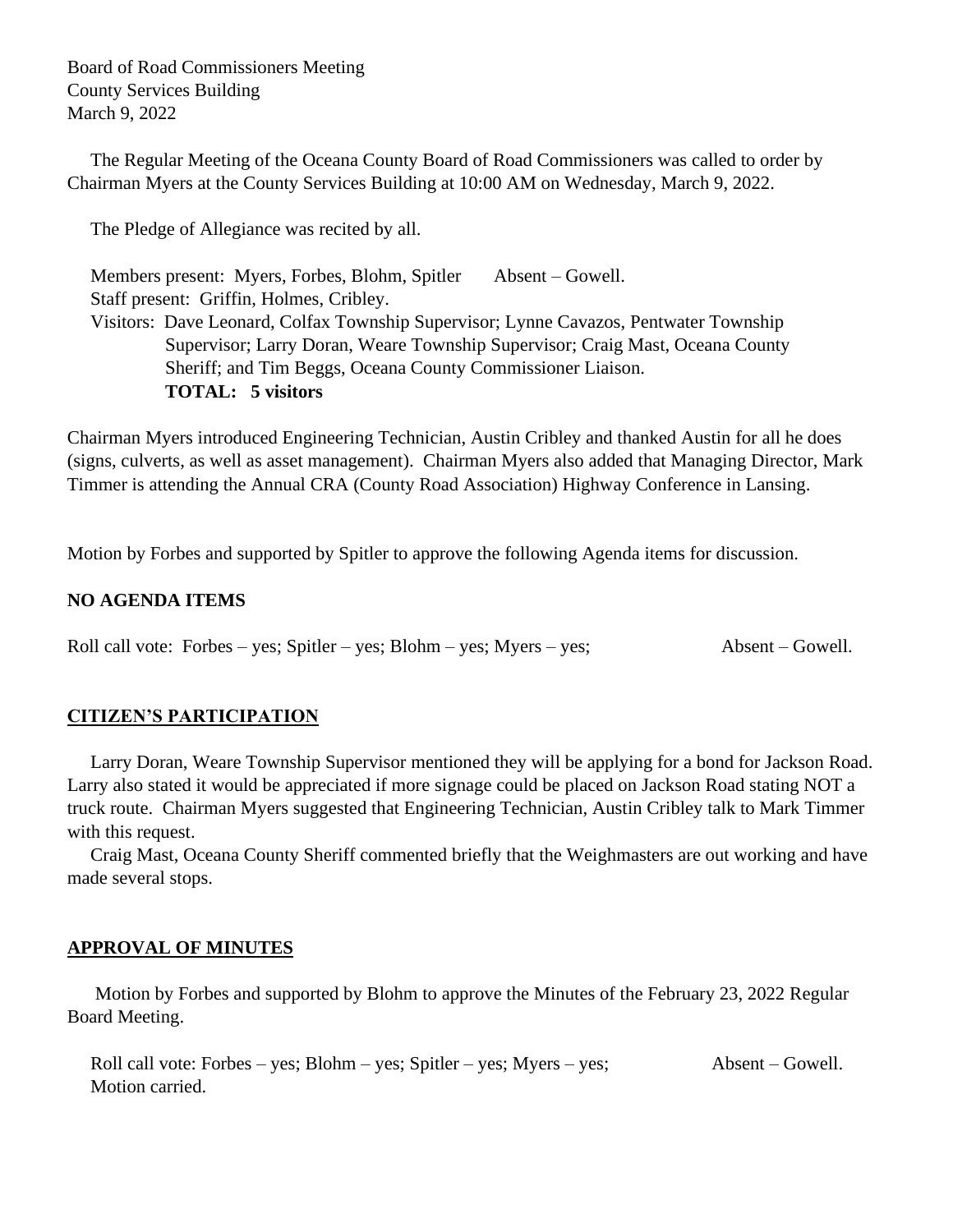Board of Road Commissioners Meeting
County Services Building
March 9, 2022

The Regular Meeting of the Oceana County Board of Road Commissioners was called to order by Chairman Myers at the County Services Building at 10:00 AM on Wednesday, March 9, 2022.

The Pledge of Allegiance was recited by all.

Members present: Myers, Forbes, Blohm, Spitler    Absent – Gowell.
Staff present: Griffin, Holmes, Cribley.
Visitors: Dave Leonard, Colfax Township Supervisor; Lynne Cavazos, Pentwater Township Supervisor; Larry Doran, Weare Township Supervisor; Craig Mast, Oceana County Sheriff; and Tim Beggs, Oceana County Commissioner Liaison.
**TOTAL: 5 visitors**

Chairman Myers introduced Engineering Technician, Austin Cribley and thanked Austin for all he does (signs, culverts, as well as asset management). Chairman Myers also added that Managing Director, Mark Timmer is attending the Annual CRA (County Road Association) Highway Conference in Lansing.

Motion by Forbes and supported by Spitler to approve the following Agenda items for discussion.

**NO AGENDA ITEMS**

Roll call vote: Forbes – yes; Spitler – yes; Blohm – yes; Myers – yes;    Absent – Gowell.

## CITIZEN'S PARTICIPATION

Larry Doran, Weare Township Supervisor mentioned they will be applying for a bond for Jackson Road. Larry also stated it would be appreciated if more signage could be placed on Jackson Road stating NOT a truck route. Chairman Myers suggested that Engineering Technician, Austin Cribley talk to Mark Timmer with this request.

Craig Mast, Oceana County Sheriff commented briefly that the Weighmasters are out working and have made several stops.

## APPROVAL OF MINUTES

Motion by Forbes and supported by Blohm to approve the Minutes of the February 23, 2022 Regular Board Meeting.

Roll call vote: Forbes – yes; Blohm – yes; Spitler – yes; Myers – yes;    Absent – Gowell.
Motion carried.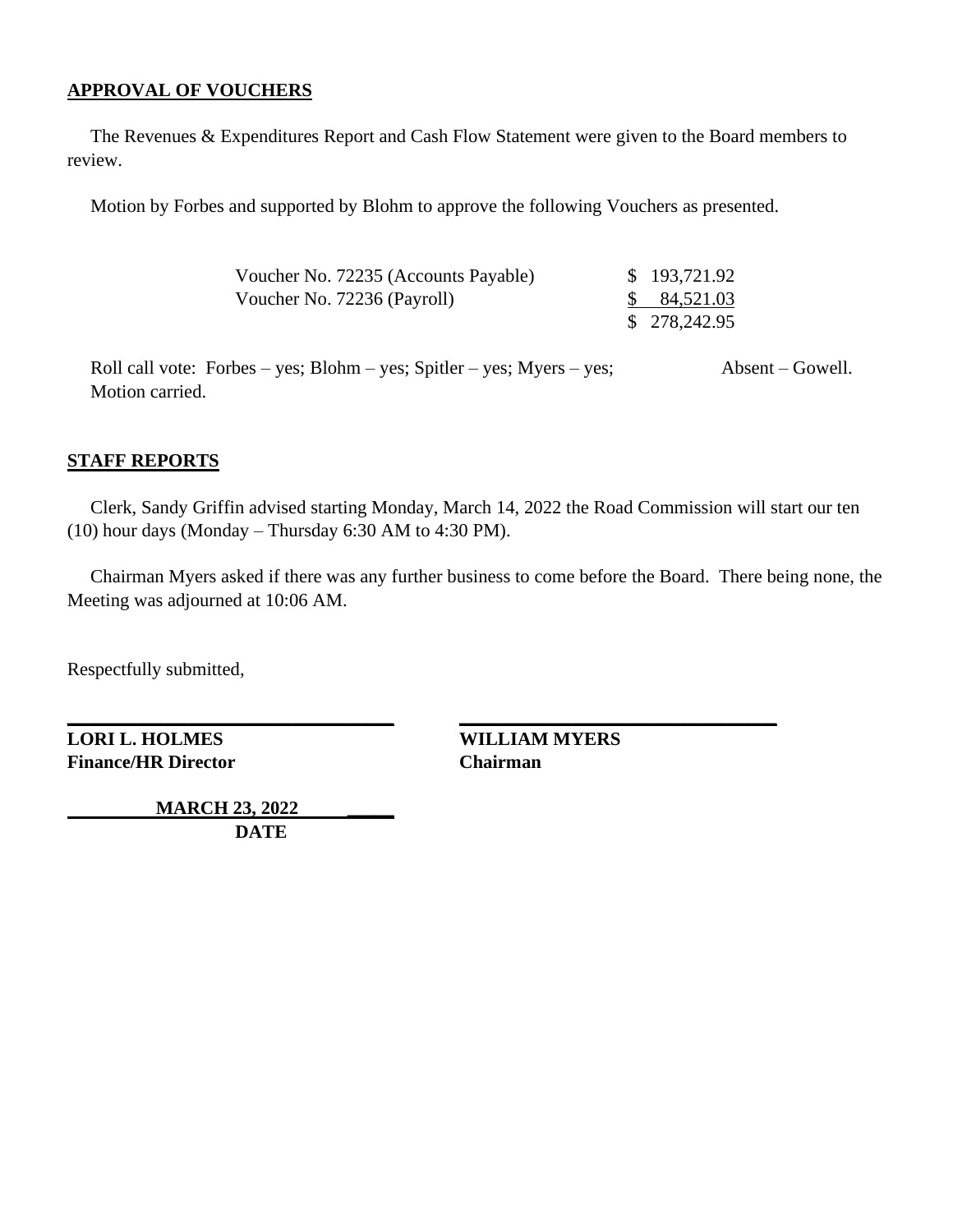## APPROVAL OF VOUCHERS

The Revenues & Expenditures Report and Cash Flow Statement were given to the Board members to review.

Motion by Forbes and supported by Blohm to approve the following Vouchers as presented.

| | |
|---|---|
| Voucher No. 72235 (Accounts Payable) | $ 193,721.92 |
| Voucher No. 72236 (Payroll) | $ 84,521.03 |
| | $ 278,242.95 |

Roll call vote: Forbes – yes; Blohm – yes; Spitler – yes; Myers – yes; Absent – Gowell. Motion carried.

## STAFF REPORTS

Clerk, Sandy Griffin advised starting Monday, March 14, 2022 the Road Commission will start our ten (10) hour days (Monday – Thursday 6:30 AM to 4:30 PM).

Chairman Myers asked if there was any further business to come before the Board. There being none, the Meeting was adjourned at 10:06 AM.

Respectfully submitted,

**LORI L. HOLMES**
**Finance/HR Director**

**WILLIAM MYERS**
**Chairman**

**MARCH 23, 2022**
**DATE**